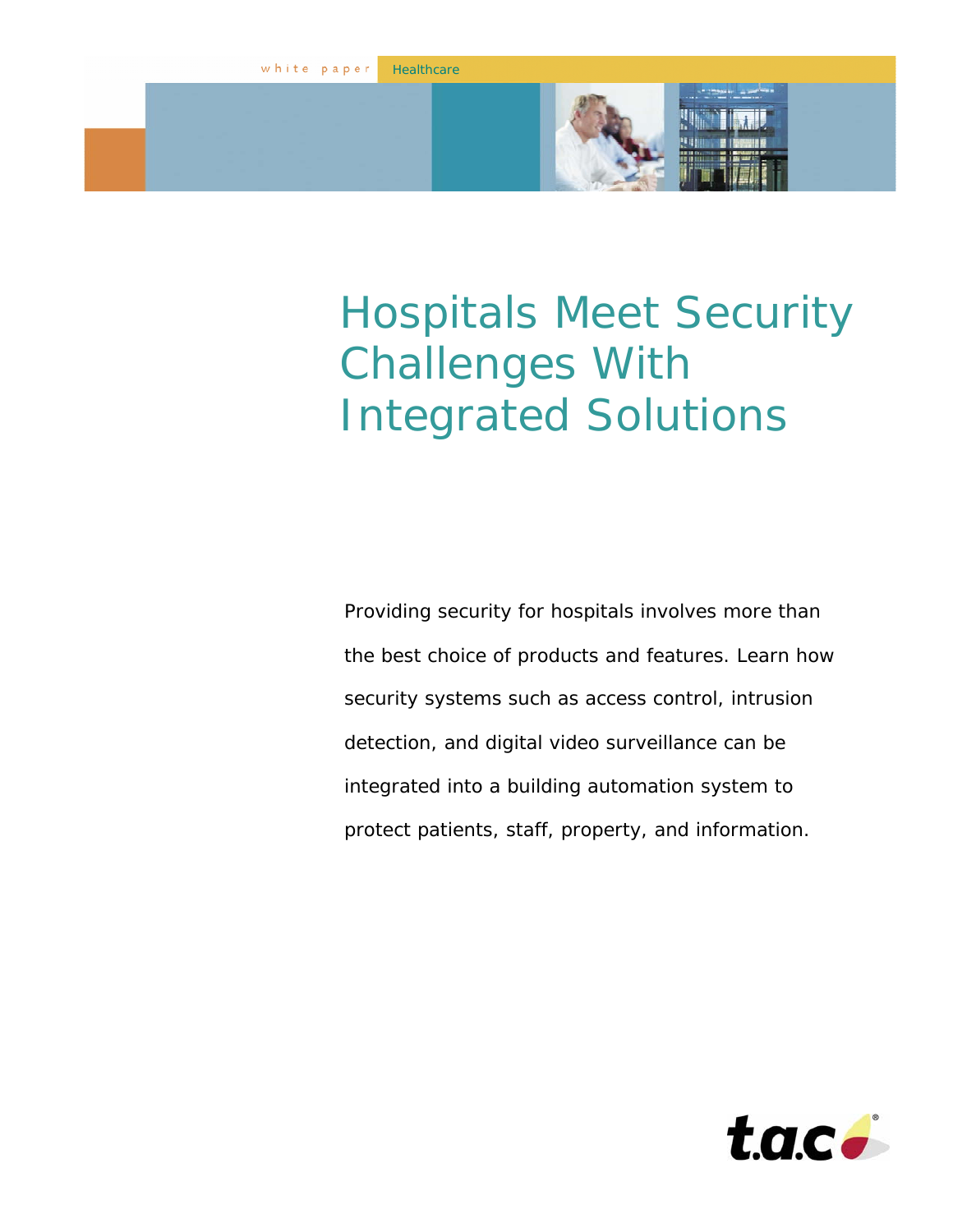white paper | Healthcare

# Hospitals Meet Security Challenges With Integrated Solutions

Providing security for hospitals involves more than the best choice of products and features. Learn how security systems such as access control, intrusion detection, and digital video surveillance can be integrated into a building automation system to protect patients, staff, property, and information.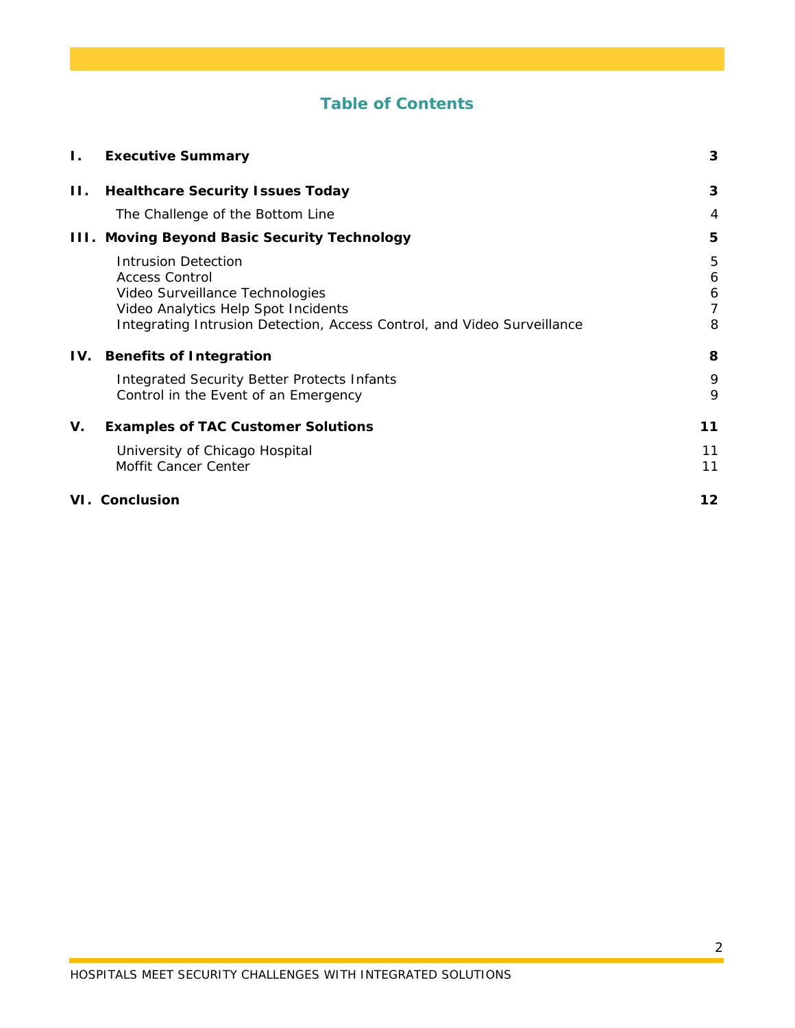# Table of Contents

| | | |
|---|---|---|
| **I.** | **Executive Summary** | **3** |
| **II.** | **Healthcare Security Issues Today** | **3** |
| | The Challenge of the Bottom Line | 4 |
| **III.** | **Moving Beyond Basic Security Technology** | **5** |
| | Intrusion Detection | 5 |
| | Access Control | 6 |
| | Video Surveillance Technologies | 6 |
| | Video Analytics Help Spot Incidents | 7 |
| | Integrating Intrusion Detection, Access Control, and Video Surveillance | 8 |
| **IV.** | **Benefits of Integration** | **8** |
| | Integrated Security Better Protects Infants | 9 |
| | Control in the Event of an Emergency | 9 |
| **V.** | **Examples of TAC Customer Solutions** | **11** |
| | University of Chicago Hospital | 11 |
| | Moffit Cancer Center | 11 |
| **VI.** | **Conclusion** | **12** |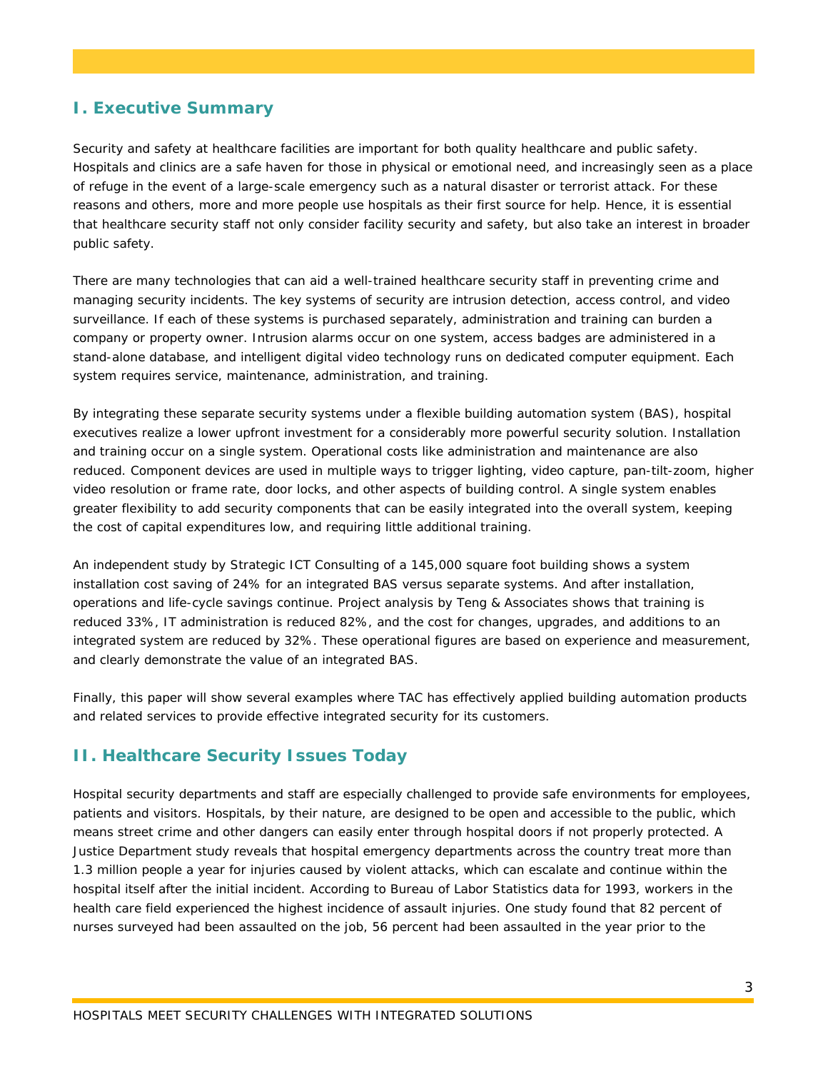## I. Executive Summary

Security and safety at healthcare facilities are important for both quality healthcare and public safety. Hospitals and clinics are a safe haven for those in physical or emotional need, and increasingly seen as a place of refuge in the event of a large-scale emergency such as a natural disaster or terrorist attack. For these reasons and others, more and more people use hospitals as their first source for help. Hence, it is essential that healthcare security staff not only consider facility security and safety, but also take an interest in broader public safety.

There are many technologies that can aid a well-trained healthcare security staff in preventing crime and managing security incidents. The key systems of security are intrusion detection, access control, and video surveillance. If each of these systems is purchased separately, administration and training can burden a company or property owner. Intrusion alarms occur on one system, access badges are administered in a stand-alone database, and intelligent digital video technology runs on dedicated computer equipment. Each system requires service, maintenance, administration, and training.

By integrating these separate security systems under a flexible building automation system (BAS), hospital executives realize a lower upfront investment for a considerably more powerful security solution. Installation and training occur on a single system. Operational costs like administration and maintenance are also reduced. Component devices are used in multiple ways to trigger lighting, video capture, pan-tilt-zoom, higher video resolution or frame rate, door locks, and other aspects of building control. A single system enables greater flexibility to add security components that can be easily integrated into the overall system, keeping the cost of capital expenditures low, and requiring little additional training.

An independent study by Strategic ICT Consulting of a 145,000 square foot building shows a system installation cost saving of 24% for an integrated BAS versus separate systems. And after installation, operations and life-cycle savings continue. Project analysis by Teng & Associates shows that training is reduced 33%, IT administration is reduced 82%, and the cost for changes, upgrades, and additions to an integrated system are reduced by 32%. These operational figures are based on experience and measurement, and clearly demonstrate the value of an integrated BAS.

Finally, this paper will show several examples where TAC has effectively applied building automation products and related services to provide effective integrated security for its customers.

## II. Healthcare Security Issues Today

Hospital security departments and staff are especially challenged to provide safe environments for employees, patients and visitors. Hospitals, by their nature, are designed to be open and accessible to the public, which means street crime and other dangers can easily enter through hospital doors if not properly protected. A Justice Department study reveals that hospital emergency departments across the country treat more than 1.3 million people a year for injuries caused by violent attacks, which can escalate and continue within the hospital itself after the initial incident. According to Bureau of Labor Statistics data for 1993, workers in the health care field experienced the highest incidence of assault injuries. One study found that 82 percent of nurses surveyed had been assaulted on the job, 56 percent had been assaulted in the year prior to the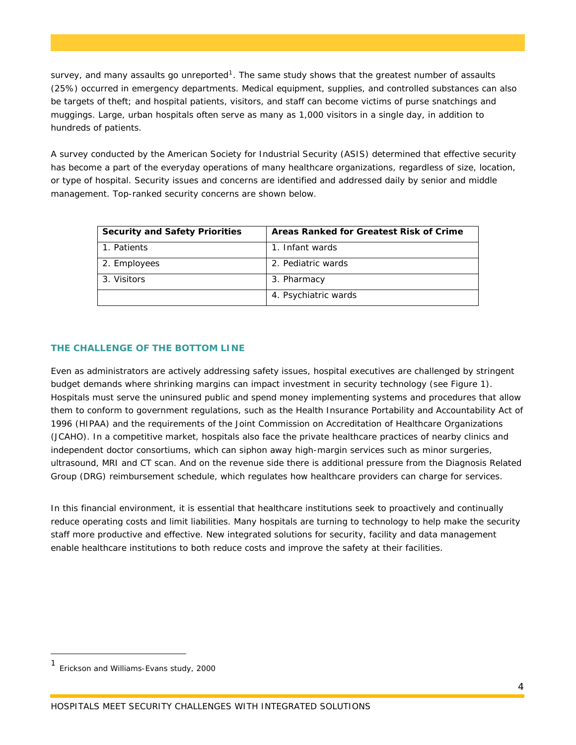survey, and many assaults go unreported[1]. The same study shows that the greatest number of assaults (25%) occurred in emergency departments. Medical equipment, supplies, and controlled substances can also be targets of theft; and hospital patients, visitors, and staff can become victims of purse snatchings and muggings. Large, urban hospitals often serve as many as 1,000 visitors in a single day, in addition to hundreds of patients.

A survey conducted by the American Society for Industrial Security (ASIS) determined that effective security has become a part of the everyday operations of many healthcare organizations, regardless of size, location, or type of hospital. Security issues and concerns are identified and addressed daily by senior and middle management. Top-ranked security concerns are shown below.

| Security and Safety Priorities | Areas Ranked for Greatest Risk of Crime |
|---|---|
| 1. Patients | 1. Infant wards |
| 2. Employees | 2. Pediatric wards |
| 3. Visitors | 3. Pharmacy |
| | 4. Psychiatric wards |

### THE CHALLENGE OF THE BOTTOM LINE

Even as administrators are actively addressing safety issues, hospital executives are challenged by stringent budget demands where shrinking margins can impact investment in security technology (see Figure 1). Hospitals must serve the uninsured public and spend money implementing systems and procedures that allow them to conform to government regulations, such as the Health Insurance Portability and Accountability Act of 1996 (HIPAA) and the requirements of the Joint Commission on Accreditation of Healthcare Organizations (JCAHO). In a competitive market, hospitals also face the private healthcare practices of nearby clinics and independent doctor consortiums, which can siphon away high-margin services such as minor surgeries, ultrasound, MRI and CT scan. And on the revenue side there is additional pressure from the Diagnosis Related Group (DRG) reimbursement schedule, which regulates how healthcare providers can charge for services.

In this financial environment, it is essential that healthcare institutions seek to proactively and continually reduce operating costs and limit liabilities. Many hospitals are turning to technology to help make the security staff more productive and effective. New integrated solutions for security, facility and data management enable healthcare institutions to both reduce costs and improve the safety at their facilities.

[1] Erickson and Williams-Evans study, 2000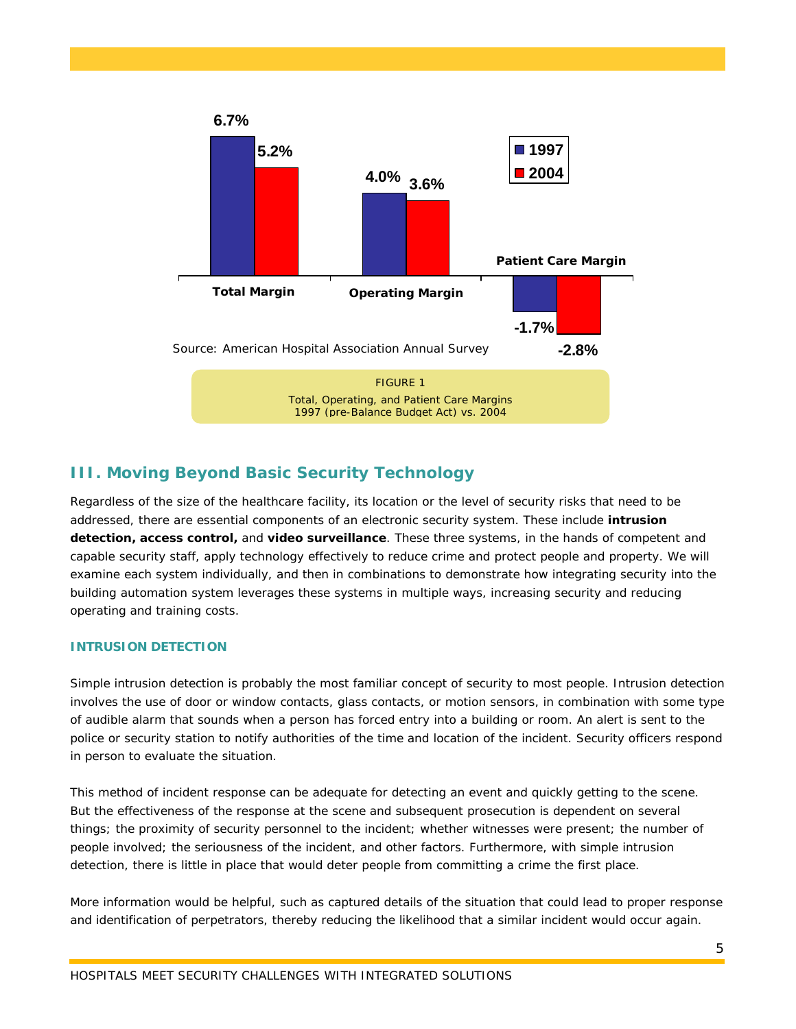6.7%
5.2%
4.0%
3.6%
-1.7%
-2.8%

1997
2004

Total Margin
Operating Margin
Patient Care Margin

Source: American Hospital Association Annual Survey

FIGURE 1
Total, Operating, and Patient Care Margins
1997 (pre-Balance Budget Act) vs. 2004

## III. Moving Beyond Basic Security Technology

Regardless of the size of the healthcare facility, its location or the level of security risks that need to be addressed, there are essential components of an electronic security system. These include **intrusion detection, access control,** and **video surveillance**. These three systems, in the hands of competent and capable security staff, apply technology effectively to reduce crime and protect people and property. We will examine each system individually, and then in combinations to demonstrate how integrating security into the building automation system leverages these systems in multiple ways, increasing security and reducing operating and training costs.

### INTRUSION DETECTION

Simple intrusion detection is probably the most familiar concept of security to most people. Intrusion detection involves the use of door or window contacts, glass contacts, or motion sensors, in combination with some type of audible alarm that sounds when a person has forced entry into a building or room. An alert is sent to the police or security station to notify authorities of the time and location of the incident. Security officers respond in person to evaluate the situation.

This method of incident response can be adequate for detecting an event and quickly getting to the scene. But the effectiveness of the response at the scene and subsequent prosecution is dependent on several things; the proximity of security personnel to the incident; whether witnesses were present; the number of people involved; the seriousness of the incident, and other factors. Furthermore, with simple intrusion detection, there is little in place that would deter people from committing a crime the first place.

More information would be helpful, such as captured details of the situation that could lead to proper response and identification of perpetrators, thereby reducing the likelihood that a similar incident would occur again.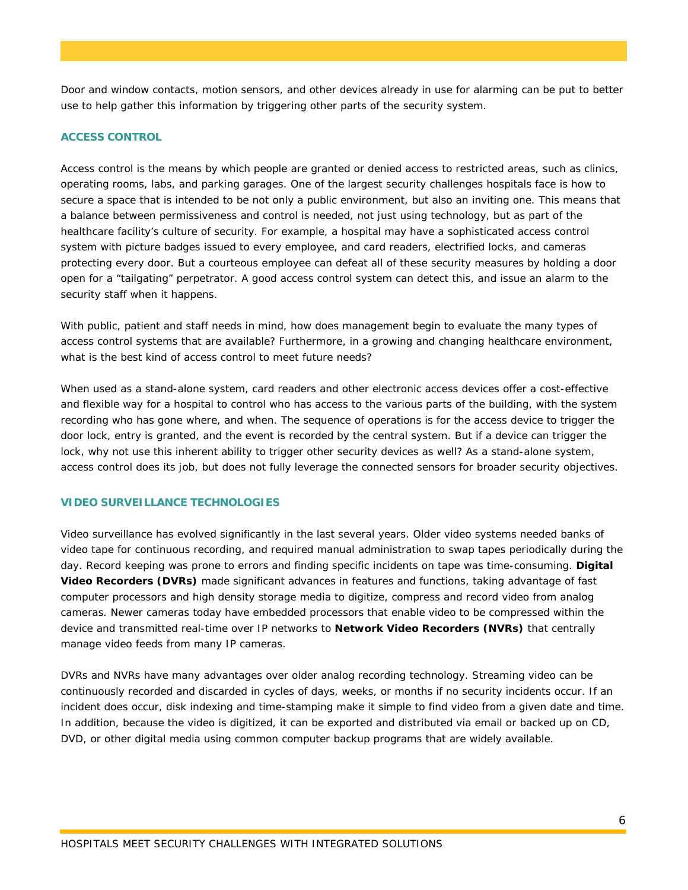Door and window contacts, motion sensors, and other devices already in use for alarming can be put to better use to help gather this information by triggering other parts of the security system.

## ACCESS CONTROL

Access control is the means by which people are granted or denied access to restricted areas, such as clinics, operating rooms, labs, and parking garages. One of the largest security challenges hospitals face is how to secure a space that is intended to be not only a public environment, but also an inviting one. This means that a balance between permissiveness and control is needed, not just using technology, but as part of the healthcare facility's culture of security. For example, a hospital may have a sophisticated access control system with picture badges issued to every employee, and card readers, electrified locks, and cameras protecting every door. But a courteous employee can defeat all of these security measures by holding a door open for a "tailgating" perpetrator. A good access control system can detect this, and issue an alarm to the security staff when it happens.

With public, patient and staff needs in mind, how does management begin to evaluate the many types of access control systems that are available? Furthermore, in a growing and changing healthcare environment, what is the best kind of access control to meet future needs?

When used as a stand-alone system, card readers and other electronic access devices offer a cost-effective and flexible way for a hospital to control who has access to the various parts of the building, with the system recording who has gone where, and when. The sequence of operations is for the access device to trigger the door lock, entry is granted, and the event is recorded by the central system. But if a device can trigger the lock, why not use this inherent ability to trigger other security devices as well? As a stand-alone system, access control does its job, but does not fully leverage the connected sensors for broader security objectives.

## VIDEO SURVEILLANCE TECHNOLOGIES

Video surveillance has evolved significantly in the last several years. Older video systems needed banks of video tape for continuous recording, and required manual administration to swap tapes periodically during the day. Record keeping was prone to errors and finding specific incidents on tape was time-consuming. **Digital Video Recorders (DVRs)** made significant advances in features and functions, taking advantage of fast computer processors and high density storage media to digitize, compress and record video from analog cameras. Newer cameras today have embedded processors that enable video to be compressed within the device and transmitted real-time over IP networks to **Network Video Recorders (NVRs)** that centrally manage video feeds from many IP cameras.

DVRs and NVRs have many advantages over older analog recording technology. Streaming video can be continuously recorded and discarded in cycles of days, weeks, or months if no security incidents occur. If an incident does occur, disk indexing and time-stamping make it simple to find video from a given date and time. In addition, because the video is digitized, it can be exported and distributed via email or backed up on CD, DVD, or other digital media using common computer backup programs that are widely available.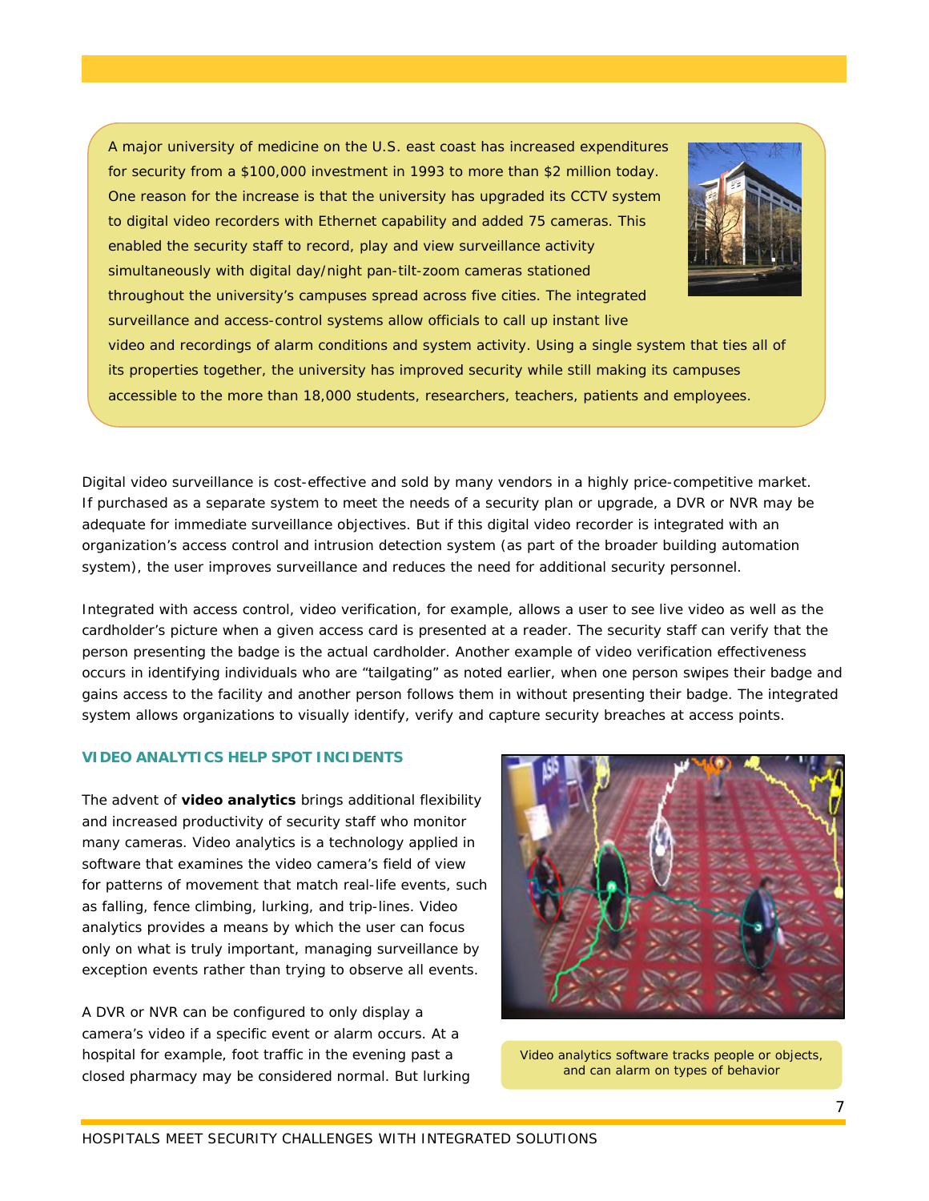A major university of medicine on the U.S. east coast has increased expenditures for security from a $100,000 investment in 1993 to more than $2 million today. One reason for the increase is that the university has upgraded its CCTV system to digital video recorders with Ethernet capability and added 75 cameras. This enabled the security staff to record, play and view surveillance activity simultaneously with digital day/night pan-tilt-zoom cameras stationed throughout the university's campuses spread across five cities. The integrated surveillance and access-control systems allow officials to call up instant live video and recordings of alarm conditions and system activity. Using a single system that ties all of its properties together, the university has improved security while still making its campuses accessible to the more than 18,000 students, researchers, teachers, patients and employees.

Digital video surveillance is cost-effective and sold by many vendors in a highly price-competitive market. If purchased as a separate system to meet the needs of a security plan or upgrade, a DVR or NVR may be adequate for immediate surveillance objectives. But if this digital video recorder is integrated with an organization's access control and intrusion detection system (as part of the broader building automation system), the user improves surveillance and reduces the need for additional security personnel.

Integrated with access control, video verification, for example, allows a user to see live video as well as the cardholder's picture when a given access card is presented at a reader. The security staff can verify that the person presenting the badge is the actual cardholder. Another example of video verification effectiveness occurs in identifying individuals who are "tailgating" as noted earlier, when one person swipes their badge and gains access to the facility and another person follows them in without presenting their badge. The integrated system allows organizations to visually identify, verify and capture security breaches at access points.

### VIDEO ANALYTICS HELP SPOT INCIDENTS

The advent of **video analytics** brings additional flexibility and increased productivity of security staff who monitor many cameras. Video analytics is a technology applied in software that examines the video camera's field of view for patterns of movement that match real-life events, such as falling, fence climbing, lurking, and trip-lines. Video analytics provides a means by which the user can focus only on what is truly important, managing surveillance by exception events rather than trying to observe all events.

Video analytics software tracks people or objects, and can alarm on types of behavior

A DVR or NVR can be configured to only display a camera's video if a specific event or alarm occurs. At a hospital for example, foot traffic in the evening past a closed pharmacy may be considered normal. But lurking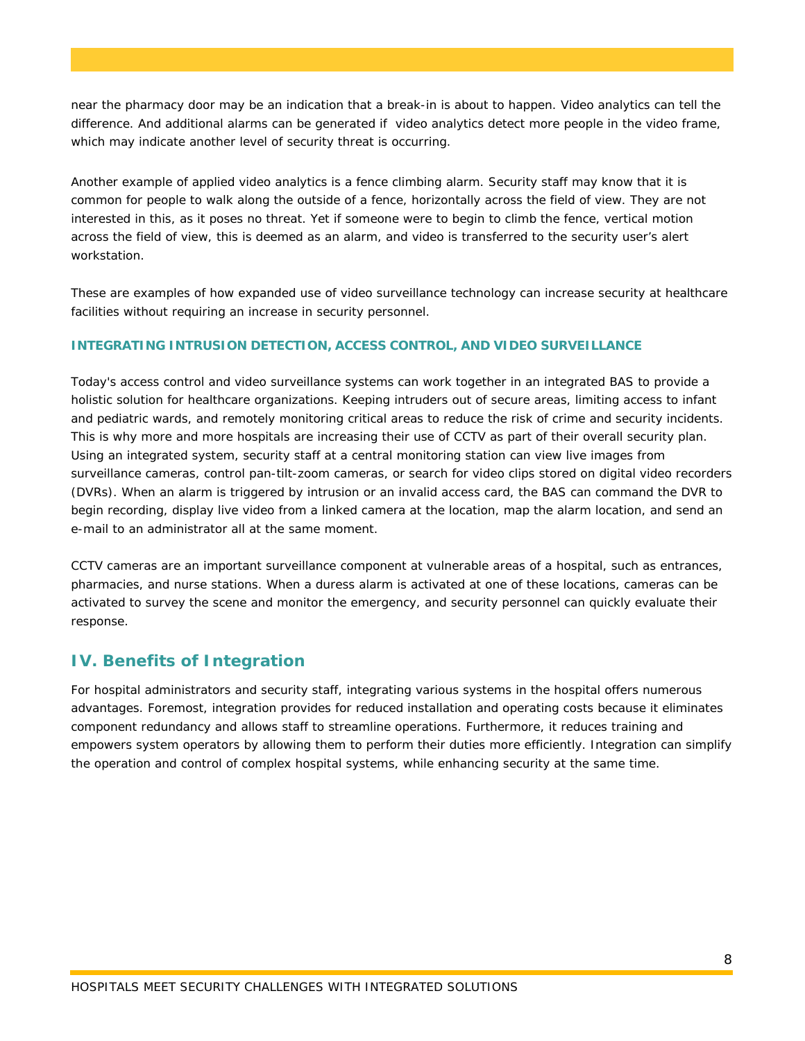near the pharmacy door may be an indication that a break-in is about to happen. Video analytics can tell the difference. And additional alarms can be generated if video analytics detect more people in the video frame, which may indicate another level of security threat is occurring.

Another example of applied video analytics is a fence climbing alarm. Security staff may know that it is common for people to walk along the outside of a fence, horizontally across the field of view. They are not interested in this, as it poses no threat. Yet if someone were to begin to climb the fence, vertical motion across the field of view, this is deemed as an alarm, and video is transferred to the security user's alert workstation.

These are examples of how expanded use of video surveillance technology can increase security at healthcare facilities without requiring an increase in security personnel.

### INTEGRATING INTRUSION DETECTION, ACCESS CONTROL, AND VIDEO SURVEILLANCE

Today's access control and video surveillance systems can work together in an integrated BAS to provide a holistic solution for healthcare organizations. Keeping intruders out of secure areas, limiting access to infant and pediatric wards, and remotely monitoring critical areas to reduce the risk of crime and security incidents. This is why more and more hospitals are increasing their use of CCTV as part of their overall security plan. Using an integrated system, security staff at a central monitoring station can view live images from surveillance cameras, control pan-tilt-zoom cameras, or search for video clips stored on digital video recorders (DVRs). When an alarm is triggered by intrusion or an invalid access card, the BAS can command the DVR to begin recording, display live video from a linked camera at the location, map the alarm location, and send an e-mail to an administrator all at the same moment.

CCTV cameras are an important surveillance component at vulnerable areas of a hospital, such as entrances, pharmacies, and nurse stations. When a duress alarm is activated at one of these locations, cameras can be activated to survey the scene and monitor the emergency, and security personnel can quickly evaluate their response.

## IV. Benefits of Integration

For hospital administrators and security staff, integrating various systems in the hospital offers numerous advantages. Foremost, integration provides for reduced installation and operating costs because it eliminates component redundancy and allows staff to streamline operations. Furthermore, it reduces training and empowers system operators by allowing them to perform their duties more efficiently. Integration can simplify the operation and control of complex hospital systems, while enhancing security at the same time.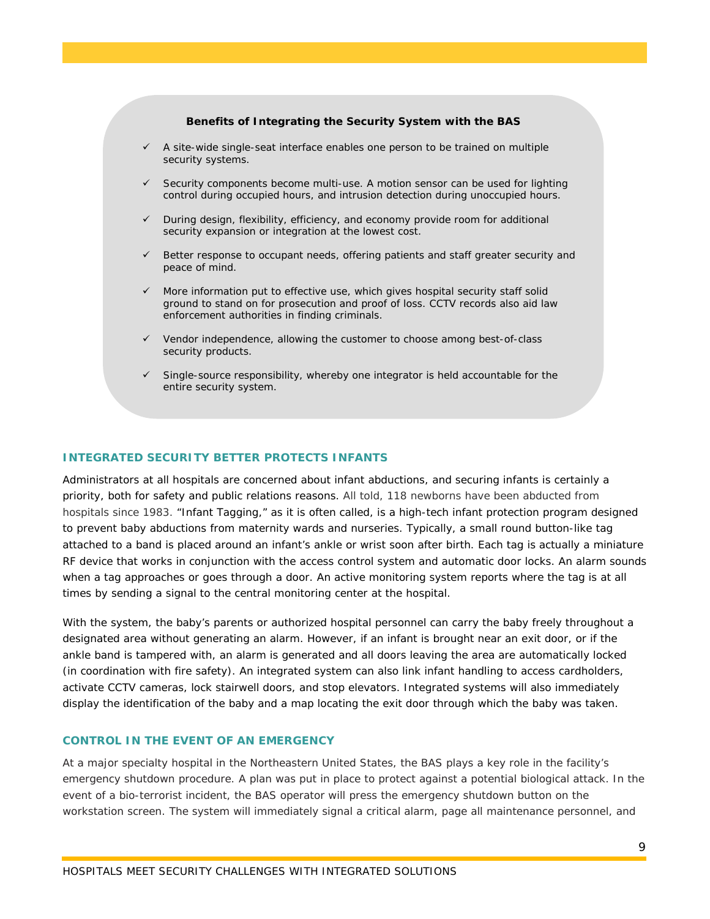**Benefits of Integrating the Security System with the BAS**

- ✓ A site-wide single-seat interface enables one person to be trained on multiple security systems.
- ✓ Security components become multi-use. A motion sensor can be used for lighting control during occupied hours, and intrusion detection during unoccupied hours.
- ✓ During design, flexibility, efficiency, and economy provide room for additional security expansion or integration at the lowest cost.
- ✓ Better response to occupant needs, offering patients and staff greater security and peace of mind.
- ✓ More information put to effective use, which gives hospital security staff solid ground to stand on for prosecution and proof of loss. CCTV records also aid law enforcement authorities in finding criminals.
- ✓ Vendor independence, allowing the customer to choose among best-of-class security products.
- ✓ Single-source responsibility, whereby one integrator is held accountable for the entire security system.

## INTEGRATED SECURITY BETTER PROTECTS INFANTS

Administrators at all hospitals are concerned about infant abductions, and securing infants is certainly a priority, both for safety and public relations reasons. All told, 118 newborns have been abducted from hospitals since 1983. "Infant Tagging," as it is often called, is a high-tech infant protection program designed to prevent baby abductions from maternity wards and nurseries. Typically, a small round button-like tag attached to a band is placed around an infant's ankle or wrist soon after birth. Each tag is actually a miniature RF device that works in conjunction with the access control system and automatic door locks. An alarm sounds when a tag approaches or goes through a door. An active monitoring system reports where the tag is at all times by sending a signal to the central monitoring center at the hospital.

With the system, the baby's parents or authorized hospital personnel can carry the baby freely throughout a designated area without generating an alarm. However, if an infant is brought near an exit door, or if the ankle band is tampered with, an alarm is generated and all doors leaving the area are automatically locked (in coordination with fire safety). An integrated system can also link infant handling to access cardholders, activate CCTV cameras, lock stairwell doors, and stop elevators. Integrated systems will also immediately display the identification of the baby and a map locating the exit door through which the baby was taken.

## CONTROL IN THE EVENT OF AN EMERGENCY

At a major specialty hospital in the Northeastern United States, the BAS plays a key role in the facility's emergency shutdown procedure. A plan was put in place to protect against a potential biological attack. In the event of a bio-terrorist incident, the BAS operator will press the emergency shutdown button on the workstation screen. The system will immediately signal a critical alarm, page all maintenance personnel, and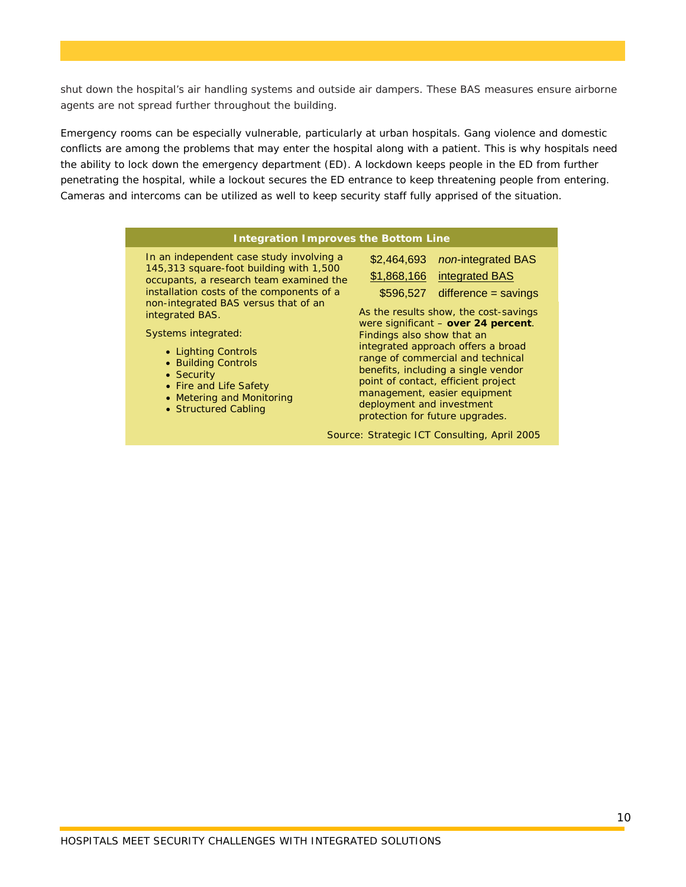shut down the hospital's air handling systems and outside air dampers. These BAS measures ensure airborne agents are not spread further throughout the building.

Emergency rooms can be especially vulnerable, particularly at urban hospitals. Gang violence and domestic conflicts are among the problems that may enter the hospital along with a patient. This is why hospitals need the ability to lock down the emergency department (ED). A lockdown keeps people in the ED from further penetrating the hospital, while a lockout secures the ED entrance to keep threatening people from entering. Cameras and intercoms can be utilized as well to keep security staff fully apprised of the situation.

**Integration Improves the Bottom Line**

In an independent case study involving a 145,313 square-foot building with 1,500 occupants, a research team examined the installation costs of the components of a non-integrated BAS versus that of an integrated BAS.

Systems integrated:

- Lighting Controls
- Building Controls
- Security
- Fire and Life Safety
- Metering and Monitoring
- Structured Cabling

| | |
|---|---|
| $2,464,693 | *non*-integrated BAS |
| $1,868,166 | integrated BAS |
| $596,527 | difference = savings |

As the results show, the cost-savings were significant – **over 24 percent**. Findings also show that an integrated approach offers a broad range of commercial and technical benefits, including a single vendor point of contact, efficient project management, easier equipment deployment and investment protection for future upgrades.

Source: Strategic ICT Consulting, April 2005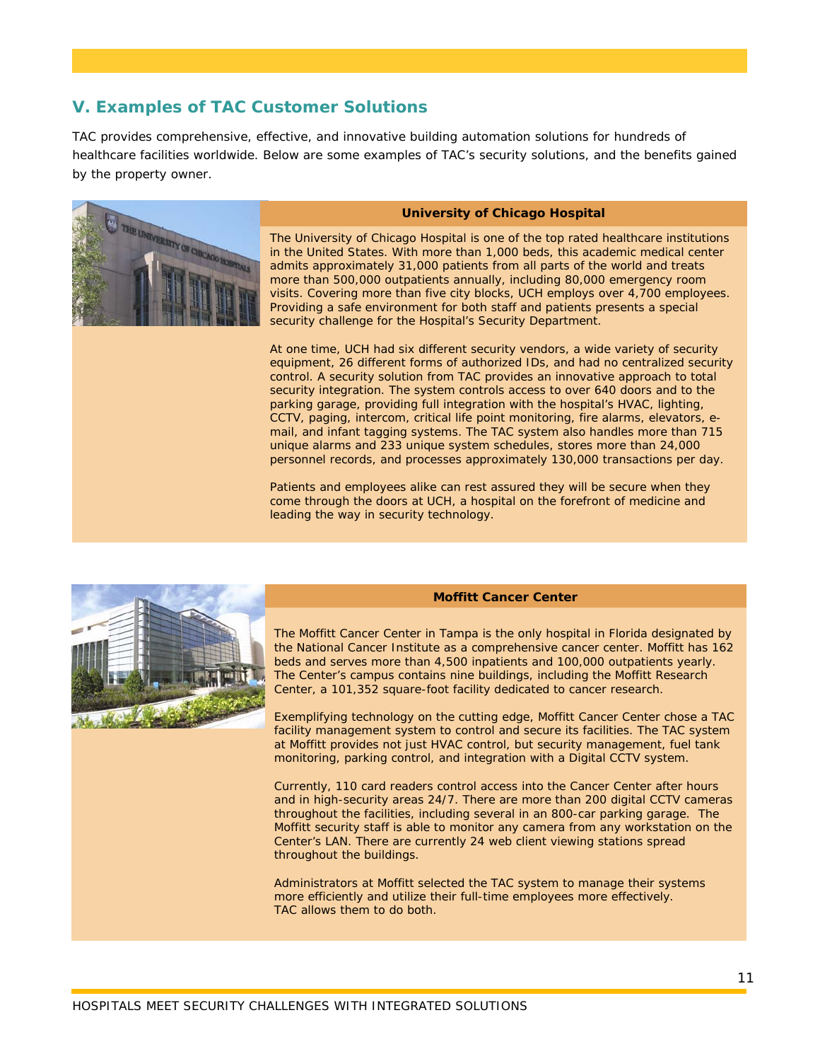## V. Examples of TAC Customer Solutions

TAC provides comprehensive, effective, and innovative building automation solutions for hundreds of healthcare facilities worldwide. Below are some examples of TAC's security solutions, and the benefits gained by the property owner.

### University of Chicago Hospital

The University of Chicago Hospital is one of the top rated healthcare institutions in the United States. With more than 1,000 beds, this academic medical center admits approximately 31,000 patients from all parts of the world and treats more than 500,000 outpatients annually, including 80,000 emergency room visits. Covering more than five city blocks, UCH employs over 4,700 employees. Providing a safe environment for both staff and patients presents a special security challenge for the Hospital's Security Department.

At one time, UCH had six different security vendors, a wide variety of security equipment, 26 different forms of authorized IDs, and had no centralized security control. A security solution from TAC provides an innovative approach to total security integration. The system controls access to over 640 doors and to the parking garage, providing full integration with the hospital's HVAC, lighting, CCTV, paging, intercom, critical life point monitoring, fire alarms, elevators, e-mail, and infant tagging systems. The TAC system also handles more than 715 unique alarms and 233 unique system schedules, stores more than 24,000 personnel records, and processes approximately 130,000 transactions per day.

Patients and employees alike can rest assured they will be secure when they come through the doors at UCH, a hospital on the forefront of medicine and leading the way in security technology.

### Moffitt Cancer Center

The Moffitt Cancer Center in Tampa is the only hospital in Florida designated by the National Cancer Institute as a comprehensive cancer center. Moffitt has 162 beds and serves more than 4,500 inpatients and 100,000 outpatients yearly. The Center's campus contains nine buildings, including the Moffitt Research Center, a 101,352 square-foot facility dedicated to cancer research.

Exemplifying technology on the cutting edge, Moffitt Cancer Center chose a TAC facility management system to control and secure its facilities. The TAC system at Moffitt provides not just HVAC control, but security management, fuel tank monitoring, parking control, and integration with a Digital CCTV system.

Currently, 110 card readers control access into the Cancer Center after hours and in high-security areas 24/7. There are more than 200 digital CCTV cameras throughout the facilities, including several in an 800-car parking garage. The Moffitt security staff is able to monitor any camera from any workstation on the Center's LAN. There are currently 24 web client viewing stations spread throughout the buildings.

Administrators at Moffitt selected the TAC system to manage their systems more efficiently and utilize their full-time employees more effectively. TAC allows them to do both.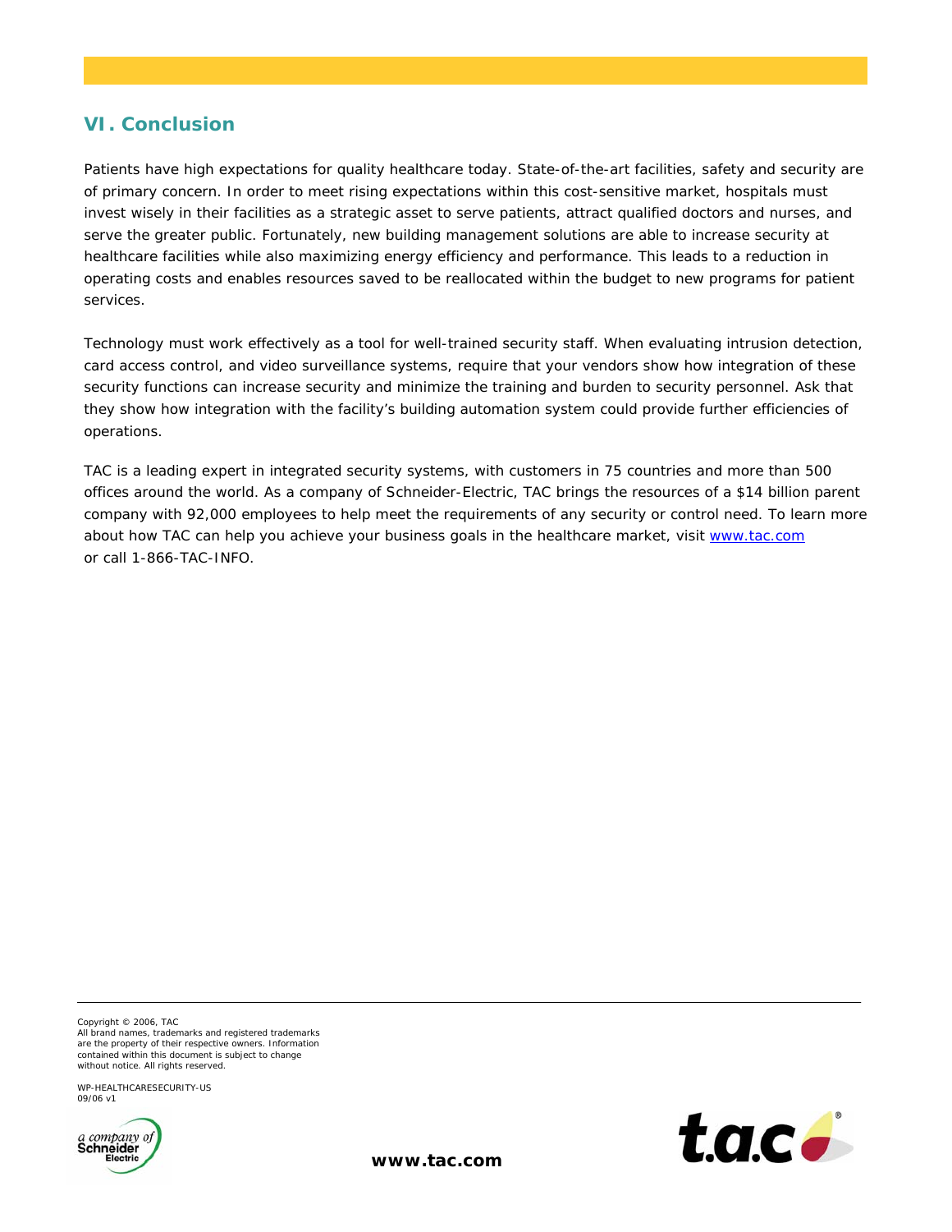## VI. Conclusion

Patients have high expectations for quality healthcare today. State-of-the-art facilities, safety and security are of primary concern. In order to meet rising expectations within this cost-sensitive market, hospitals must invest wisely in their facilities as a strategic asset to serve patients, attract qualified doctors and nurses, and serve the greater public. Fortunately, new building management solutions are able to increase security at healthcare facilities while also maximizing energy efficiency and performance. This leads to a reduction in operating costs and enables resources saved to be reallocated within the budget to new programs for patient services.

Technology must work effectively as a tool for well-trained security staff. When evaluating intrusion detection, card access control, and video surveillance systems, require that your vendors show how integration of these security functions can increase security and minimize the training and burden to security personnel. Ask that they show how integration with the facility's building automation system could provide further efficiencies of operations.

TAC is a leading expert in integrated security systems, with customers in 75 countries and more than 500 offices around the world. As a company of Schneider-Electric, TAC brings the resources of a $14 billion parent company with 92,000 employees to help meet the requirements of any security or control need. To learn more about how TAC can help you achieve your business goals in the healthcare market, visit www.tac.com or call 1-866-TAC-INFO.

---

Copyright © 2006, TAC
All brand names, trademarks and registered trademarks are the property of their respective owners. Information contained within this document is subject to change without notice. All rights reserved.

WP-HEALTHCARESECURITY-US
09/06 v1

a company of Schneider Electric

**www.tac.com**

t.a.c®